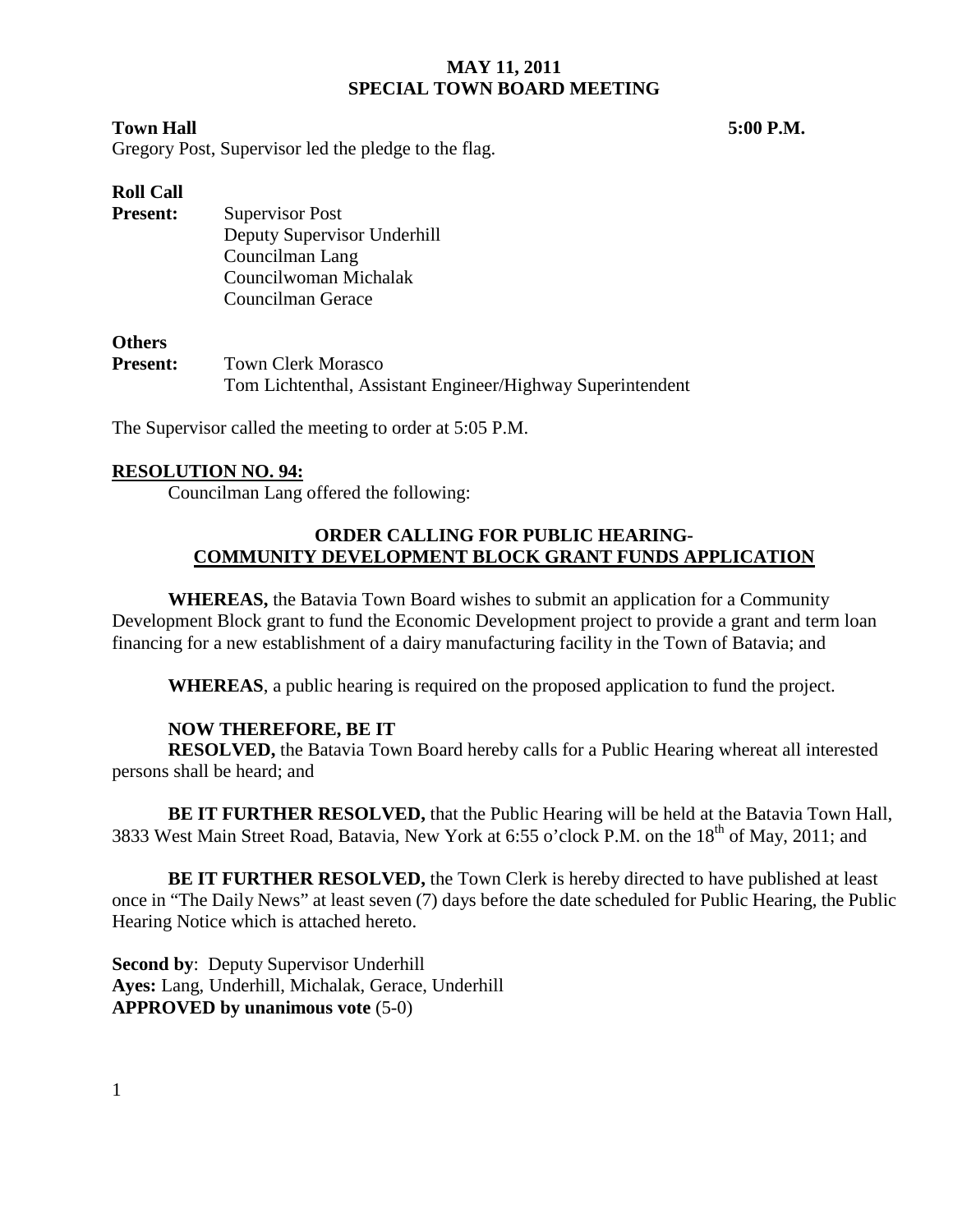**MAY 11, 2011**
**SPECIAL TOWN BOARD MEETING**

**Town Hall** **5:00 P.M.**

Gregory Post, Supervisor led the pledge to the flag.

**Roll Call**

**Present:** Supervisor Post
Deputy Supervisor Underhill
Councilman Lang
Councilwoman Michalak
Councilman Gerace

**Others**
**Present:** Town Clerk Morasco
Tom Lichtenthal, Assistant Engineer/Highway Superintendent

The Supervisor called the meeting to order at 5:05 P.M.

**RESOLUTION NO. 94:**

Councilman Lang offered the following:

**ORDER CALLING FOR PUBLIC HEARING-**
**COMMUNITY DEVELOPMENT BLOCK GRANT FUNDS APPLICATION**

**WHEREAS,** the Batavia Town Board wishes to submit an application for a Community Development Block grant to fund the Economic Development project to provide a grant and term loan financing for a new establishment of a dairy manufacturing facility in the Town of Batavia; and

**WHEREAS**, a public hearing is required on the proposed application to fund the project.

**NOW THEREFORE, BE IT**
**RESOLVED,** the Batavia Town Board hereby calls for a Public Hearing whereat all interested persons shall be heard; and

**BE IT FURTHER RESOLVED,** that the Public Hearing will be held at the Batavia Town Hall, 3833 West Main Street Road, Batavia, New York at 6:55 o'clock P.M. on the 18th of May, 2011; and

**BE IT FURTHER RESOLVED,** the Town Clerk is hereby directed to have published at least once in "The Daily News" at least seven (7) days before the date scheduled for Public Hearing, the Public Hearing Notice which is attached hereto.

**Second by**: Deputy Supervisor Underhill
**Ayes:** Lang, Underhill, Michalak, Gerace, Underhill
**APPROVED by unanimous vote** (5-0)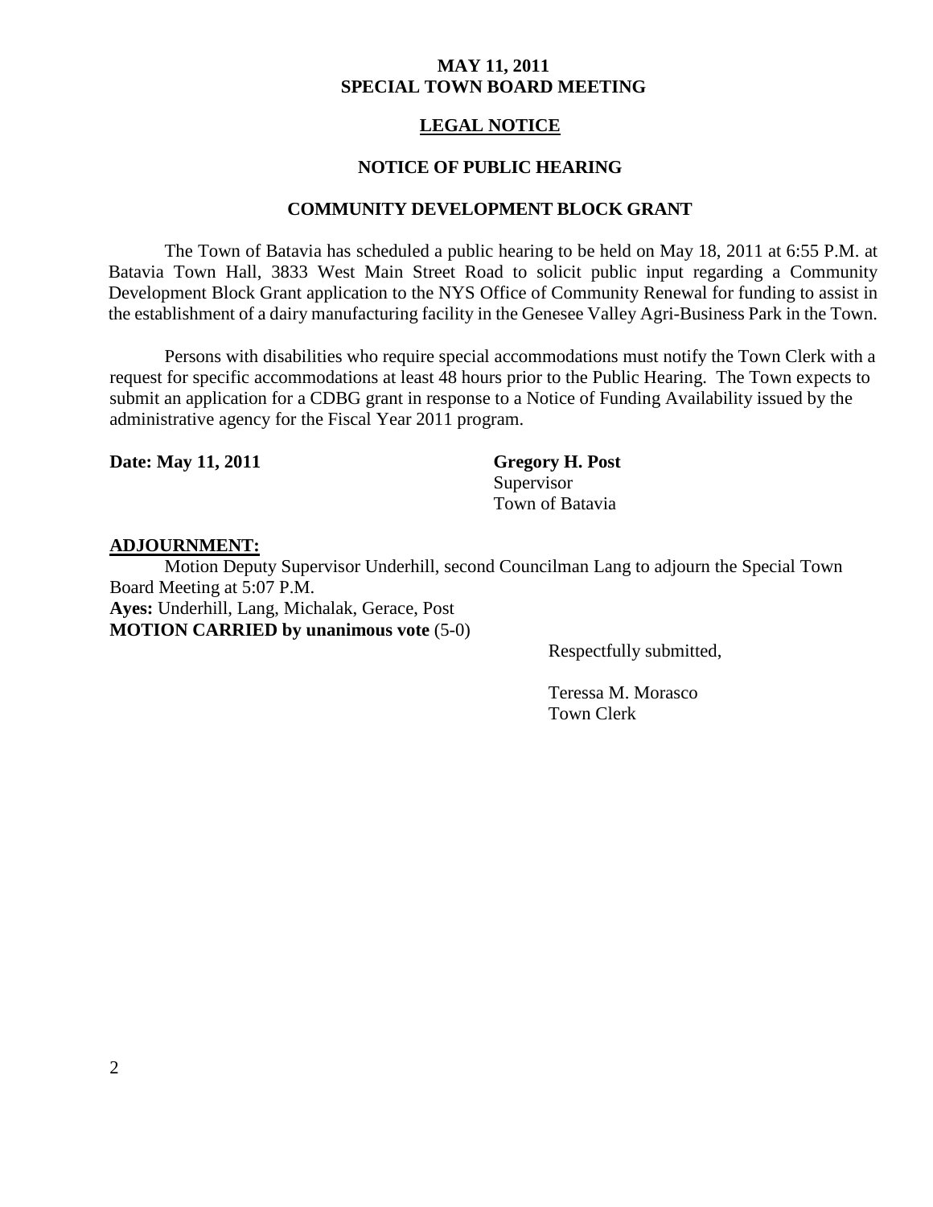**MAY 11, 2011**
**SPECIAL TOWN BOARD MEETING**

## LEGAL NOTICE

### NOTICE OF PUBLIC HEARING

### COMMUNITY DEVELOPMENT BLOCK GRANT

The Town of Batavia has scheduled a public hearing to be held on May 18, 2011 at 6:55 P.M. at Batavia Town Hall, 3833 West Main Street Road to solicit public input regarding a Community Development Block Grant application to the NYS Office of Community Renewal for funding to assist in the establishment of a dairy manufacturing facility in the Genesee Valley Agri-Business Park in the Town.

Persons with disabilities who require special accommodations must notify the Town Clerk with a request for specific accommodations at least 48 hours prior to the Public Hearing. The Town expects to submit an application for a CDBG grant in response to a Notice of Funding Availability issued by the administrative agency for the Fiscal Year 2011 program.

**Date: May 11, 2011**

**Gregory H. Post**
Supervisor
Town of Batavia

**ADJOURNMENT:**

Motion Deputy Supervisor Underhill, second Councilman Lang to adjourn the Special Town Board Meeting at 5:07 P.M.
**Ayes:** Underhill, Lang, Michalak, Gerace, Post
**MOTION CARRIED by unanimous vote** (5-0)

Respectfully submitted,

Teressa M. Morasco
Town Clerk